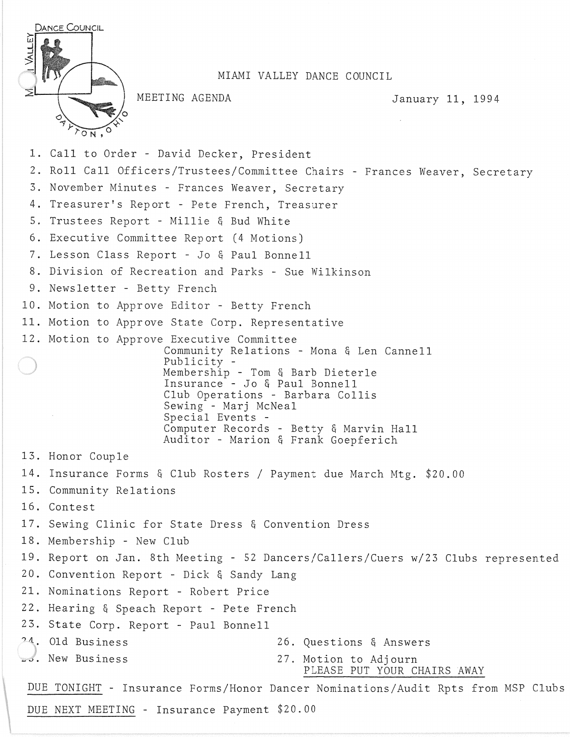# MIAMI VALLEY DANCE COUNCIL

MEETING AGENDA January 11, 1994

1. Call to Order - David Decker, President
2. Roll Call Officers/Trustees/Committee Chairs - Frances Weaver, Secretary
3. November Minutes - Frances Weaver, Secretary
4. Treasurer's Report - Pete French, Treasurer
5. Trustees Report - Millie & Bud White
6. Executive Committee Report (4 Motions)
7. Lesson Class Report - Jo & Paul Bonnell
8. Division of Recreation and Parks - Sue Wilkinson
9. Newsletter - Betty French
10. Motion to Approve Editor - Betty French
11. Motion to Approve State Corp. Representative
12. Motion to Approve Executive Committee
    - Community Relations - Mona & Len Cannell
    - Publicity -
    - Membership - Tom & Barb Dieterle
    - Insurance - Jo & Paul Bonnell
    - Club Operations - Barbara Collis
    - Sewing - Marj McNeal
    - Special Events -
    - Computer Records - Betty & Marvin Hall
    - Auditor - Marion & Frank Goepferich
13. Honor Couple
14. Insurance Forms & Club Rosters / Payment due March Mtg. $20.00
15. Community Relations
16. Contest
17. Sewing Clinic for State Dress & Convention Dress
18. Membership - New Club
19. Report on Jan. 8th Meeting - 52 Dancers/Callers/Cuers w/23 Clubs represented
20. Convention Report - Dick & Sandy Lang
21. Nominations Report - Robert Price
22. Hearing & Speach Report - Pete French
23. State Corp. Report - Paul Bonnell
24. Old Business
25. New Business
26. Questions & Answers
27. Motion to Adjourn
    PLEASE PUT YOUR CHAIRS AWAY

DUE TONIGHT - Insurance Forms/Honor Dancer Nominations/Audit Rpts from MSP Clubs

DUE NEXT MEETING - Insurance Payment $20.00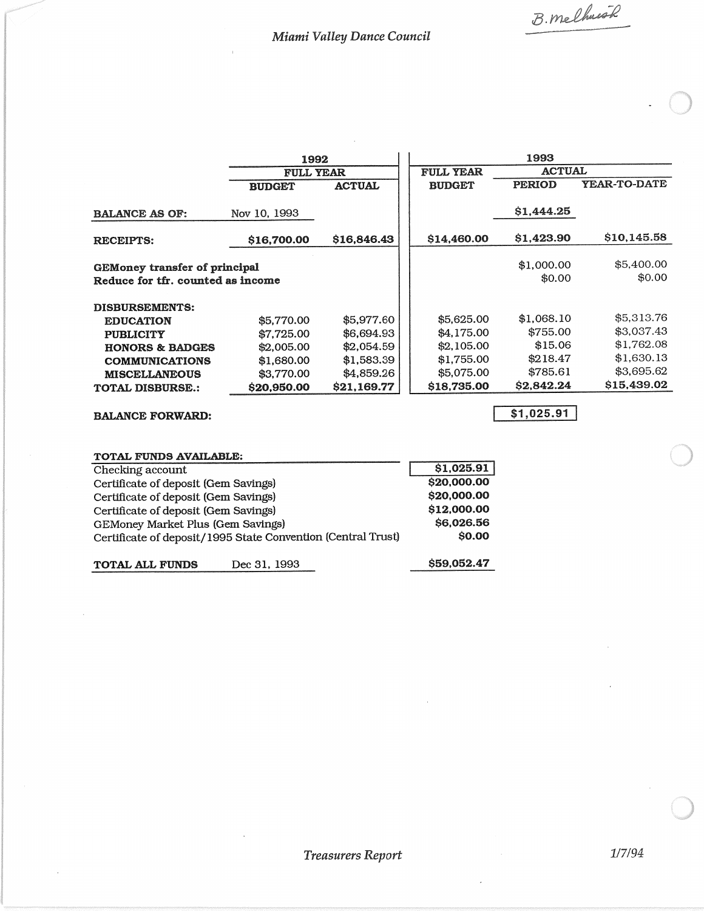B. Melhuish

*Miami Valley Dance Council*

| | 1992 FULL YEAR BUDGET | 1992 FULL YEAR ACTUAL | 1993 FULL YEAR BUDGET | 1993 ACTUAL PERIOD | 1993 ACTUAL YEAR-TO-DATE |
|---|---|---|---|---|---|
| **BALANCE AS OF:** | Nov 10, 1993 | | | $1,444.25 | |
| **RECEIPTS:** | $16,700.00 | $16,846.43 | $14,460.00 | $1,423.90 | $10,145.58 |
| **GEMoney transfer of principal** | | | | $1,000.00 | $5,400.00 |
| **Reduce for tfr. counted as income** | | | | $0.00 | $0.00 |
| **DISBURSEMENTS:** | | | | | |
| **EDUCATION** | $5,770.00 | $5,977.60 | $5,625.00 | $1,068.10 | $5,313.76 |
| **PUBLICITY** | $7,725.00 | $6,694.93 | $4,175.00 | $755.00 | $3,037.43 |
| **HONORS & BADGES** | $2,005.00 | $2,054.59 | $2,105.00 | $15.06 | $1,762.08 |
| **COMMUNICATIONS** | $1,680.00 | $1,583.39 | $1,755.00 | $218.47 | $1,630.13 |
| **MISCELLANEOUS** | $3,770.00 | $4,859.26 | $5,075.00 | $785.61 | $3,695.62 |
| **TOTAL DISBURSE.:** | $20,950.00 | $21,169.77 | $18,735.00 | $2,842.24 | $15,439.02 |
| **BALANCE FORWARD:** | | | | $1,025.91 | |

| **TOTAL FUNDS AVAILABLE:** | |
|---|---|
| Checking account | $1,025.91 |
| Certificate of deposit (Gem Savings) | $20,000.00 |
| Certificate of deposit (Gem Savings) | $20,000.00 |
| Certificate of deposit (Gem Savings) | $12,000.00 |
| GEMoney Market Plus (Gem Savings) | $6,026.56 |
| Certificate of deposit/1995 State Convention (Central Trust) | $0.00 |
| **TOTAL ALL FUNDS** Dec 31, 1993 | $59,052.47 |

*Treasurers Report* 1/7/94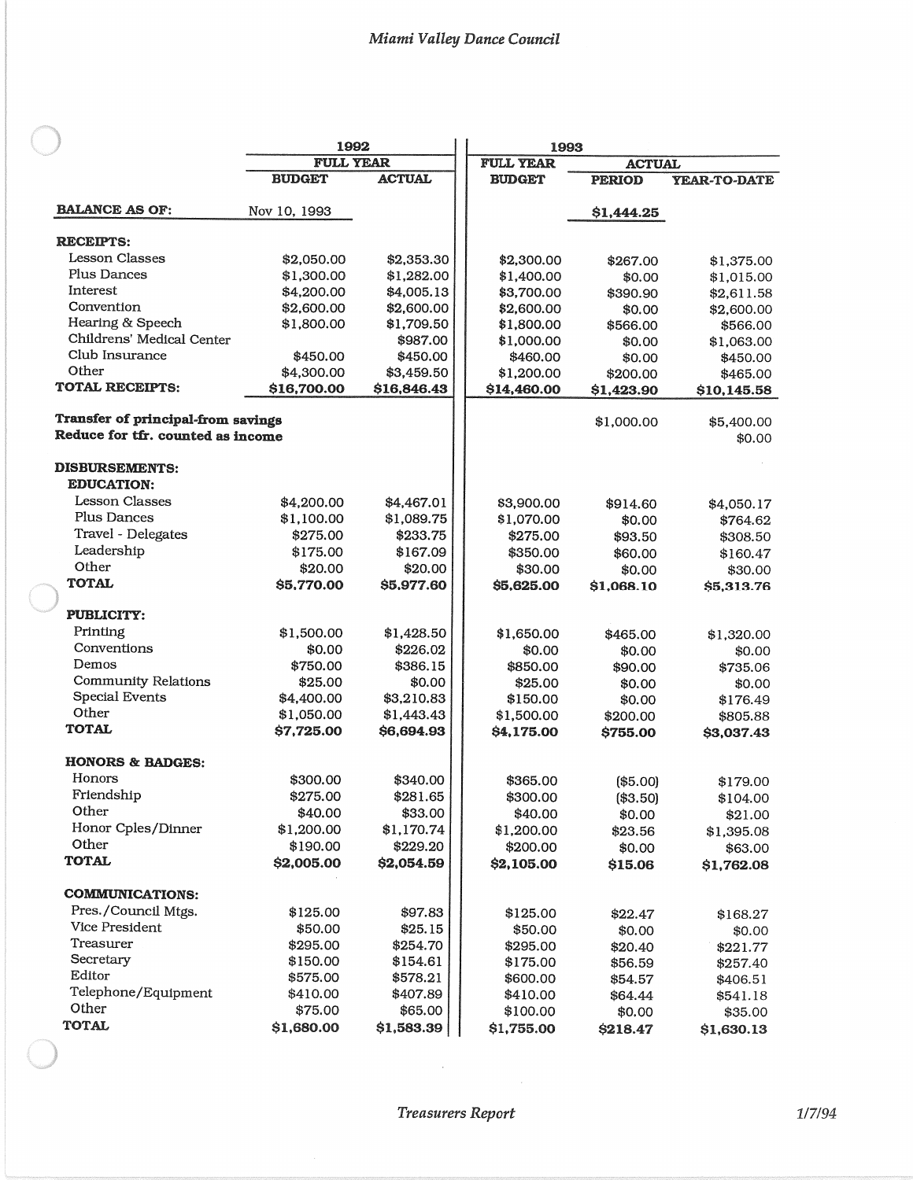# Miami Valley Dance Council

| | 1992 | | 1993 | | |
|---|---|---|---|---|---|
| | FULL YEAR | | FULL YEAR | ACTUAL | |
| | BUDGET | ACTUAL | BUDGET | PERIOD | YEAR-TO-DATE |
| **BALANCE AS OF:** | Nov 10, 1993 | | | $1,444.25 | |
| **RECEIPTS:** | | | | | |
| Lesson Classes | $2,050.00 | $2,353.30 | $2,300.00 | $267.00 | $1,375.00 |
| Plus Dances | $1,300.00 | $1,282.00 | $1,400.00 | $0.00 | $1,015.00 |
| Interest | $4,200.00 | $4,005.13 | $3,700.00 | $390.90 | $2,611.58 |
| Convention | $2,600.00 | $2,600.00 | $2,600.00 | $0.00 | $2,600.00 |
| Hearing & Speech | $1,800.00 | $1,709.50 | $1,800.00 | $566.00 | $566.00 |
| Childrens' Medical Center | | $987.00 | $1,000.00 | $0.00 | $1,063.00 |
| Club Insurance | $450.00 | $450.00 | $460.00 | $0.00 | $450.00 |
| Other | $4,300.00 | $3,459.50 | $1,200.00 | $200.00 | $465.00 |
| **TOTAL RECEIPTS:** | **$16,700.00** | **$16,846.43** | **$14,460.00** | **$1,423.90** | **$10,145.58** |
| **Transfer of principal-from savings** | | | | $1,000.00 | $5,400.00 |
| **Reduce for tfr. counted as income** | | | | | $0.00 |
| **DISBURSEMENTS:** | | | | | |
| **EDUCATION:** | | | | | |
| Lesson Classes | $4,200.00 | $4,467.01 | $3,900.00 | $914.60 | $4,050.17 |
| Plus Dances | $1,100.00 | $1,089.75 | $1,070.00 | $0.00 | $764.62 |
| Travel - Delegates | $275.00 | $233.75 | $275.00 | $93.50 | $308.50 |
| Leadership | $175.00 | $167.09 | $350.00 | $60.00 | $160.47 |
| Other | $20.00 | $20.00 | $30.00 | $0.00 | $30.00 |
| **TOTAL** | **$5,770.00** | **$5,977.60** | **$5,625.00** | **$1,068.10** | **$5,313.76** |
| **PUBLICITY:** | | | | | |
| Printing | $1,500.00 | $1,428.50 | $1,650.00 | $465.00 | $1,320.00 |
| Conventions | $0.00 | $226.02 | $0.00 | $0.00 | $0.00 |
| Demos | $750.00 | $386.15 | $850.00 | $90.00 | $735.06 |
| Community Relations | $25.00 | $0.00 | $25.00 | $0.00 | $0.00 |
| Special Events | $4,400.00 | $3,210.83 | $150.00 | $0.00 | $176.49 |
| Other | $1,050.00 | $1,443.43 | $1,500.00 | $200.00 | $805.88 |
| **TOTAL** | **$7,725.00** | **$6,694.93** | **$4,175.00** | **$755.00** | **$3,037.43** |
| **HONORS & BADGES:** | | | | | |
| Honors | $300.00 | $340.00 | $365.00 | ($5.00) | $179.00 |
| Friendship | $275.00 | $281.65 | $300.00 | ($3.50) | $104.00 |
| Other | $40.00 | $33.00 | $40.00 | $0.00 | $21.00 |
| Honor Cples/Dinner | $1,200.00 | $1,170.74 | $1,200.00 | $23.56 | $1,395.08 |
| Other | $190.00 | $229.20 | $200.00 | $0.00 | $63.00 |
| **TOTAL** | **$2,005.00** | **$2,054.59** | **$2,105.00** | **$15.06** | **$1,762.08** |
| **COMMUNICATIONS:** | | | | | |
| Pres./Council Mtgs. | $125.00 | $97.83 | $125.00 | $22.47 | $168.27 |
| Vice President | $50.00 | $25.15 | $50.00 | $0.00 | $0.00 |
| Treasurer | $295.00 | $254.70 | $295.00 | $20.40 | $221.77 |
| Secretary | $150.00 | $154.61 | $175.00 | $56.59 | $257.40 |
| Editor | $575.00 | $578.21 | $600.00 | $54.57 | $406.51 |
| Telephone/Equipment | $410.00 | $407.89 | $410.00 | $64.44 | $541.18 |
| Other | $75.00 | $65.00 | $100.00 | $0.00 | $35.00 |
| **TOTAL** | **$1,680.00** | **$1,583.39** | **$1,755.00** | **$218.47** | **$1,630.13** |

*Treasurers Report* 1/7/94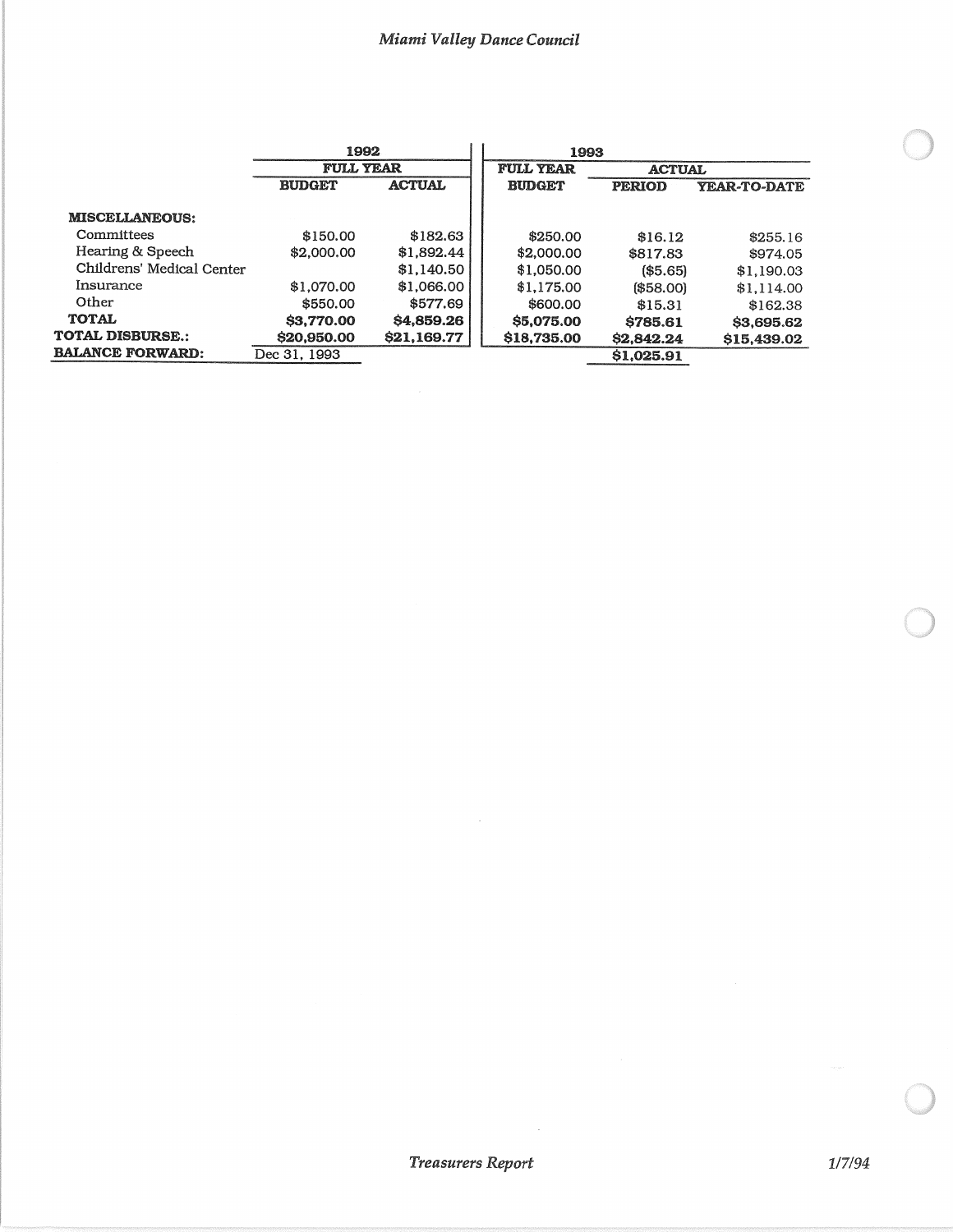| | 1992 | | 1993 | | |
|---|---|---|---|---|---|
| | FULL YEAR | | FULL YEAR | ACTUAL | |
| | BUDGET | ACTUAL | BUDGET | PERIOD | YEAR-TO-DATE |
| **MISCELLANEOUS:** | | | | | |
| Committees | $150.00 | $182.63 | $250.00 | $16.12 | $255.16 |
| Hearing & Speech | $2,000.00 | $1,892.44 | $2,000.00 | $817.83 | $974.05 |
| Childrens' Medical Center | | $1,140.50 | $1,050.00 | ($5.65) | $1,190.03 |
| Insurance | $1,070.00 | $1,066.00 | $1,175.00 | ($58.00) | $1,114.00 |
| Other | $550.00 | $577.69 | $600.00 | $15.31 | $162.38 |
| **TOTAL** | **$3,770.00** | **$4,859.26** | **$5,075.00** | **$785.61** | **$3,695.62** |
| **TOTAL DISBURSE.:** | **$20,950.00** | **$21,169.77** | **$18,735.00** | **$2,842.24** | **$15,439.02** |
| **BALANCE FORWARD:** | Dec 31, 1993 | | | **$1,025.91** | |